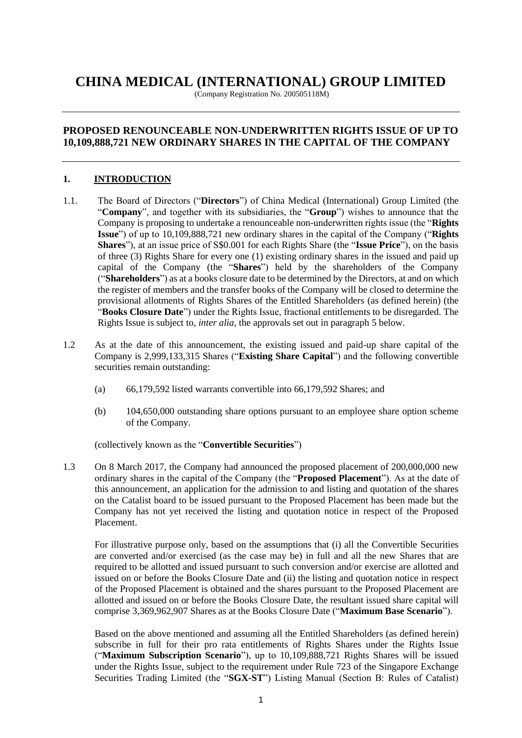# CHINA MEDICAL (INTERNATIONAL) GROUP LIMITED

(Company Registration No. 200505118M)

## PROPOSED RENOUNCEABLE NON-UNDERWRITTEN RIGHTS ISSUE OF UP TO 10,109,888,721 NEW ORDINARY SHARES IN THE CAPITAL OF THE COMPANY

### 1. INTRODUCTION

1.1. The Board of Directors ("**Directors**") of China Medical (International) Group Limited (the "**Company**", and together with its subsidiaries, the "**Group**") wishes to announce that the Company is proposing to undertake a renounceable non-underwritten rights issue (the "**Rights Issue**") of up to 10,109,888,721 new ordinary shares in the capital of the Company ("**Rights Shares**"), at an issue price of S$0.001 for each Rights Share (the "**Issue Price**"), on the basis of three (3) Rights Share for every one (1) existing ordinary shares in the issued and paid up capital of the Company (the "**Shares**") held by the shareholders of the Company ("**Shareholders**") as at a books closure date to be determined by the Directors, at and on which the register of members and the transfer books of the Company will be closed to determine the provisional allotments of Rights Shares of the Entitled Shareholders (as defined herein) (the "**Books Closure Date**") under the Rights Issue, fractional entitlements to be disregarded. The Rights Issue is subject to, *inter alia*, the approvals set out in paragraph 5 below.

1.2 As at the date of this announcement, the existing issued and paid-up share capital of the Company is 2,999,133,315 Shares ("**Existing Share Capital**") and the following convertible securities remain outstanding:

(a) 66,179,592 listed warrants convertible into 66,179,592 Shares; and

(b) 104,650,000 outstanding share options pursuant to an employee share option scheme of the Company.

(collectively known as the "**Convertible Securities**")

1.3 On 8 March 2017, the Company had announced the proposed placement of 200,000,000 new ordinary shares in the capital of the Company (the "**Proposed Placement**"). As at the date of this announcement, an application for the admission to and listing and quotation of the shares on the Catalist board to be issued pursuant to the Proposed Placement has been made but the Company has not yet received the listing and quotation notice in respect of the Proposed Placement.

For illustrative purpose only, based on the assumptions that (i) all the Convertible Securities are converted and/or exercised (as the case may be) in full and all the new Shares that are required to be allotted and issued pursuant to such conversion and/or exercise are allotted and issued on or before the Books Closure Date and (ii) the listing and quotation notice in respect of the Proposed Placement is obtained and the shares pursuant to the Proposed Placement are allotted and issued on or before the Books Closure Date, the resultant issued share capital will comprise 3,369,962,907 Shares as at the Books Closure Date ("**Maximum Base Scenario**").

Based on the above mentioned and assuming all the Entitled Shareholders (as defined herein) subscribe in full for their pro rata entitlements of Rights Shares under the Rights Issue ("**Maximum Subscription Scenario**"), up to 10,109,888,721 Rights Shares will be issued under the Rights Issue, subject to the requirement under Rule 723 of the Singapore Exchange Securities Trading Limited (the "**SGX-ST**") Listing Manual (Section B: Rules of Catalist)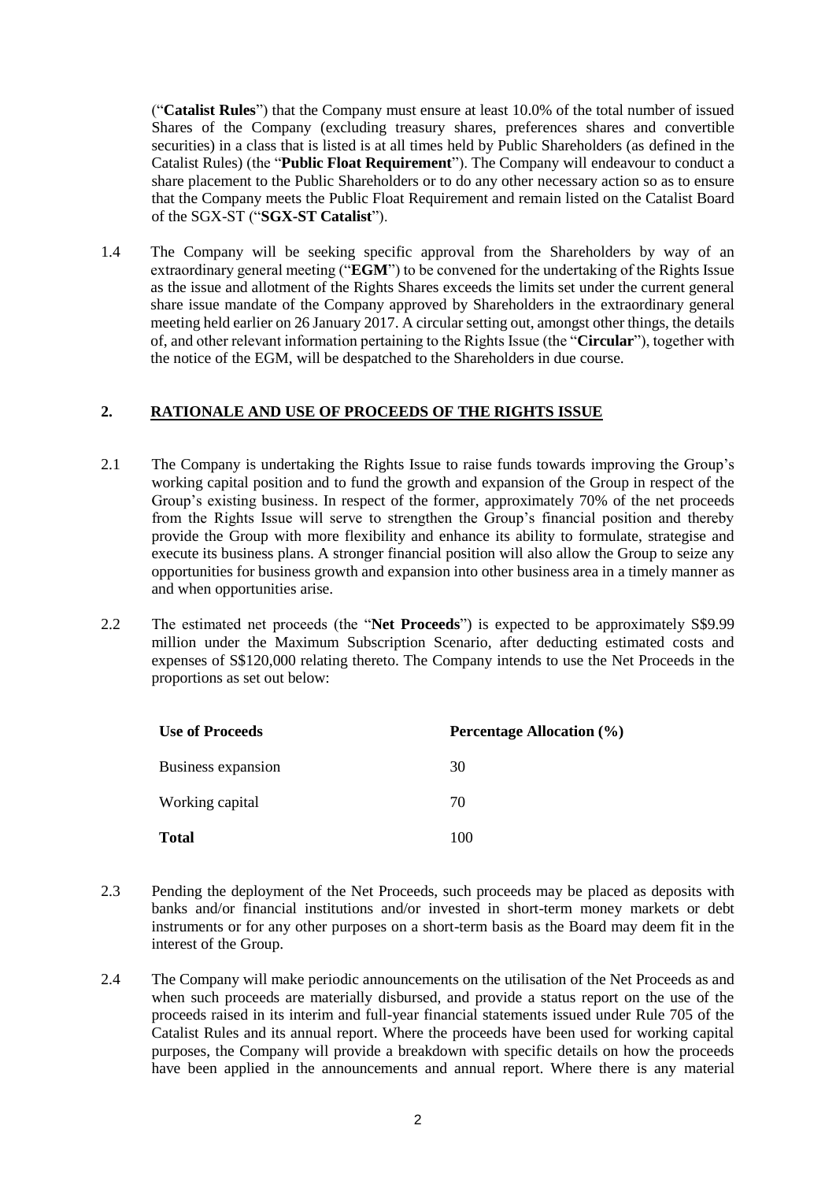("**Catalist Rules**") that the Company must ensure at least 10.0% of the total number of issued Shares of the Company (excluding treasury shares, preferences shares and convertible securities) in a class that is listed is at all times held by Public Shareholders (as defined in the Catalist Rules) (the "**Public Float Requirement**"). The Company will endeavour to conduct a share placement to the Public Shareholders or to do any other necessary action so as to ensure that the Company meets the Public Float Requirement and remain listed on the Catalist Board of the SGX-ST ("**SGX-ST Catalist**").

1.4 The Company will be seeking specific approval from the Shareholders by way of an extraordinary general meeting ("**EGM**") to be convened for the undertaking of the Rights Issue as the issue and allotment of the Rights Shares exceeds the limits set under the current general share issue mandate of the Company approved by Shareholders in the extraordinary general meeting held earlier on 26 January 2017. A circular setting out, amongst other things, the details of, and other relevant information pertaining to the Rights Issue (the "**Circular**"), together with the notice of the EGM, will be despatched to the Shareholders in due course.

## 2. RATIONALE AND USE OF PROCEEDS OF THE RIGHTS ISSUE

2.1 The Company is undertaking the Rights Issue to raise funds towards improving the Group's working capital position and to fund the growth and expansion of the Group in respect of the Group's existing business. In respect of the former, approximately 70% of the net proceeds from the Rights Issue will serve to strengthen the Group's financial position and thereby provide the Group with more flexibility and enhance its ability to formulate, strategise and execute its business plans. A stronger financial position will also allow the Group to seize any opportunities for business growth and expansion into other business area in a timely manner as and when opportunities arise.

2.2 The estimated net proceeds (the "**Net Proceeds**") is expected to be approximately S$9.99 million under the Maximum Subscription Scenario, after deducting estimated costs and expenses of S$120,000 relating thereto. The Company intends to use the Net Proceeds in the proportions as set out below:

| **Use of Proceeds** | **Percentage Allocation (%)** |
|---|---|
| Business expansion | 30 |
| Working capital | 70 |
| **Total** | 100 |

2.3 Pending the deployment of the Net Proceeds, such proceeds may be placed as deposits with banks and/or financial institutions and/or invested in short-term money markets or debt instruments or for any other purposes on a short-term basis as the Board may deem fit in the interest of the Group.

2.4 The Company will make periodic announcements on the utilisation of the Net Proceeds as and when such proceeds are materially disbursed, and provide a status report on the use of the proceeds raised in its interim and full-year financial statements issued under Rule 705 of the Catalist Rules and its annual report. Where the proceeds have been used for working capital purposes, the Company will provide a breakdown with specific details on how the proceeds have been applied in the announcements and annual report. Where there is any material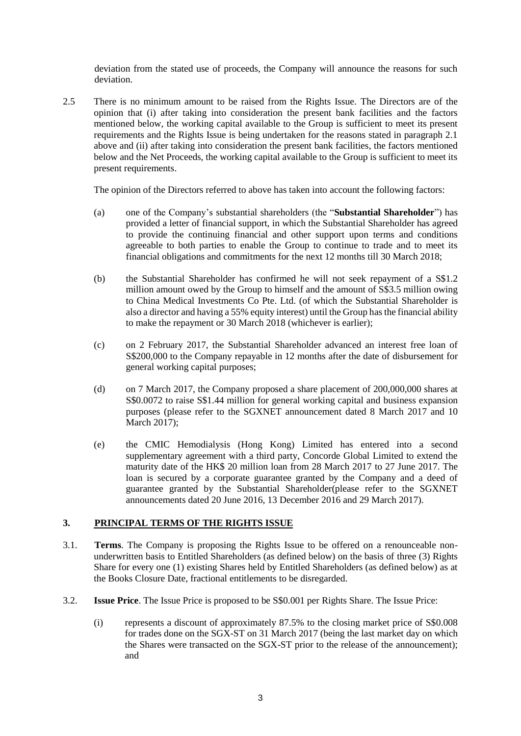deviation from the stated use of proceeds, the Company will announce the reasons for such deviation.

2.5 There is no minimum amount to be raised from the Rights Issue. The Directors are of the opinion that (i) after taking into consideration the present bank facilities and the factors mentioned below, the working capital available to the Group is sufficient to meet its present requirements and the Rights Issue is being undertaken for the reasons stated in paragraph 2.1 above and (ii) after taking into consideration the present bank facilities, the factors mentioned below and the Net Proceeds, the working capital available to the Group is sufficient to meet its present requirements.

The opinion of the Directors referred to above has taken into account the following factors:

(a) one of the Company's substantial shareholders (the "**Substantial Shareholder**") has provided a letter of financial support, in which the Substantial Shareholder has agreed to provide the continuing financial and other support upon terms and conditions agreeable to both parties to enable the Group to continue to trade and to meet its financial obligations and commitments for the next 12 months till 30 March 2018;

(b) the Substantial Shareholder has confirmed he will not seek repayment of a S$1.2 million amount owed by the Group to himself and the amount of S$3.5 million owing to China Medical Investments Co Pte. Ltd. (of which the Substantial Shareholder is also a director and having a 55% equity interest) until the Group has the financial ability to make the repayment or 30 March 2018 (whichever is earlier);

(c) on 2 February 2017, the Substantial Shareholder advanced an interest free loan of S$200,000 to the Company repayable in 12 months after the date of disbursement for general working capital purposes;

(d) on 7 March 2017, the Company proposed a share placement of 200,000,000 shares at S$0.0072 to raise S$1.44 million for general working capital and business expansion purposes (please refer to the SGXNET announcement dated 8 March 2017 and 10 March 2017);

(e) the CMIC Hemodialysis (Hong Kong) Limited has entered into a second supplementary agreement with a third party, Concorde Global Limited to extend the maturity date of the HK$ 20 million loan from 28 March 2017 to 27 June 2017. The loan is secured by a corporate guarantee granted by the Company and a deed of guarantee granted by the Substantial Shareholder(please refer to the SGXNET announcements dated 20 June 2016, 13 December 2016 and 29 March 2017).

## 3. PRINCIPAL TERMS OF THE RIGHTS ISSUE

3.1. **Terms**. The Company is proposing the Rights Issue to be offered on a renounceable non-underwritten basis to Entitled Shareholders (as defined below) on the basis of three (3) Rights Share for every one (1) existing Shares held by Entitled Shareholders (as defined below) as at the Books Closure Date, fractional entitlements to be disregarded.

3.2. **Issue Price**. The Issue Price is proposed to be S$0.001 per Rights Share. The Issue Price:

(i) represents a discount of approximately 87.5% to the closing market price of S$0.008 for trades done on the SGX-ST on 31 March 2017 (being the last market day on which the Shares were transacted on the SGX-ST prior to the release of the announcement); and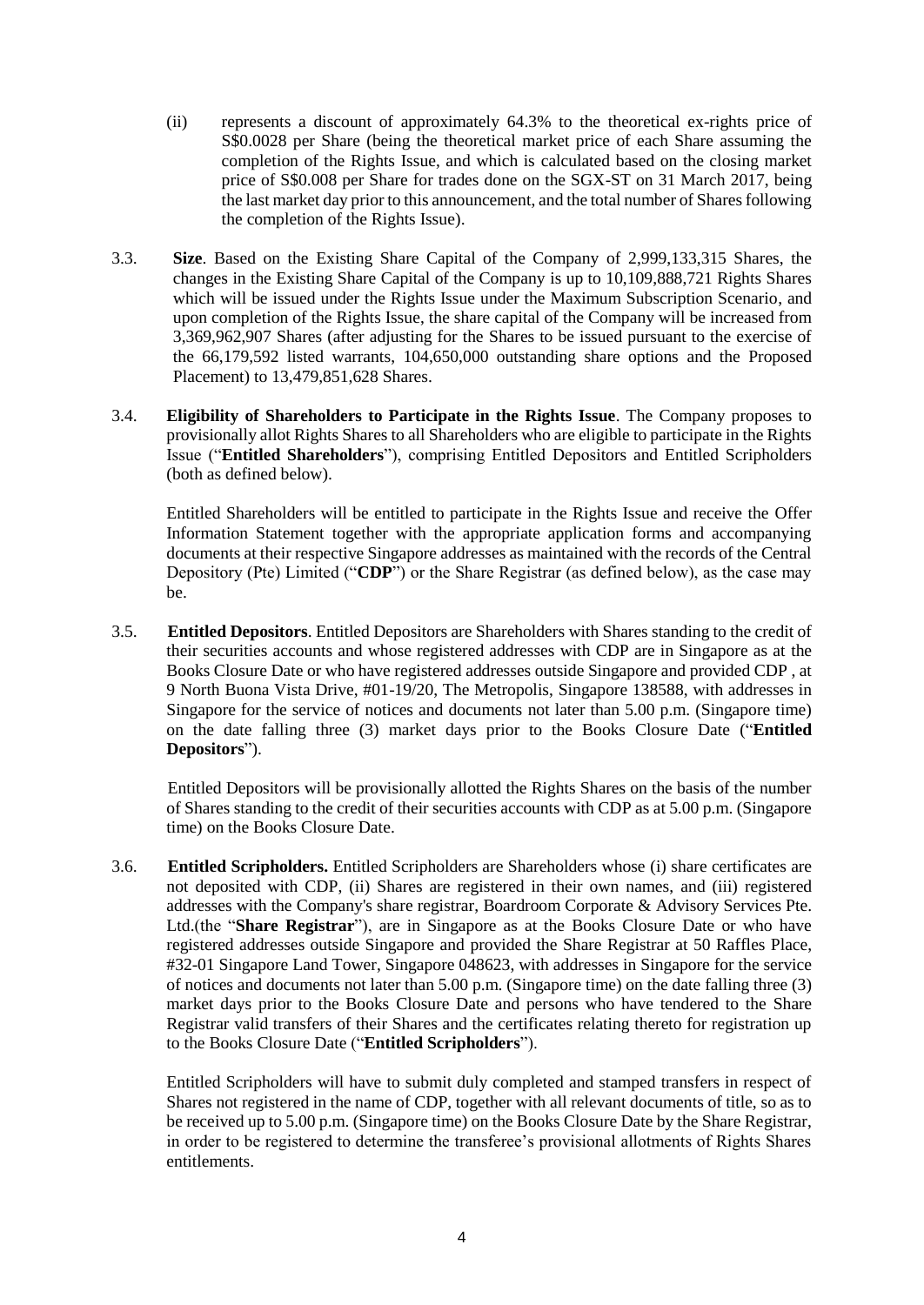(ii) represents a discount of approximately 64.3% to the theoretical ex-rights price of S$0.0028 per Share (being the theoretical market price of each Share assuming the completion of the Rights Issue, and which is calculated based on the closing market price of S$0.008 per Share for trades done on the SGX-ST on 31 March 2017, being the last market day prior to this announcement, and the total number of Shares following the completion of the Rights Issue).

3.3. **Size**. Based on the Existing Share Capital of the Company of 2,999,133,315 Shares, the changes in the Existing Share Capital of the Company is up to 10,109,888,721 Rights Shares which will be issued under the Rights Issue under the Maximum Subscription Scenario, and upon completion of the Rights Issue, the share capital of the Company will be increased from 3,369,962,907 Shares (after adjusting for the Shares to be issued pursuant to the exercise of the 66,179,592 listed warrants, 104,650,000 outstanding share options and the Proposed Placement) to 13,479,851,628 Shares.

3.4. **Eligibility of Shareholders to Participate in the Rights Issue**. The Company proposes to provisionally allot Rights Shares to all Shareholders who are eligible to participate in the Rights Issue ("**Entitled Shareholders**"), comprising Entitled Depositors and Entitled Scripholders (both as defined below).

Entitled Shareholders will be entitled to participate in the Rights Issue and receive the Offer Information Statement together with the appropriate application forms and accompanying documents at their respective Singapore addresses as maintained with the records of the Central Depository (Pte) Limited ("**CDP**") or the Share Registrar (as defined below), as the case may be.

3.5. **Entitled Depositors**. Entitled Depositors are Shareholders with Shares standing to the credit of their securities accounts and whose registered addresses with CDP are in Singapore as at the Books Closure Date or who have registered addresses outside Singapore and provided CDP , at 9 North Buona Vista Drive, #01-19/20, The Metropolis, Singapore 138588, with addresses in Singapore for the service of notices and documents not later than 5.00 p.m. (Singapore time) on the date falling three (3) market days prior to the Books Closure Date ("**Entitled Depositors**").

Entitled Depositors will be provisionally allotted the Rights Shares on the basis of the number of Shares standing to the credit of their securities accounts with CDP as at 5.00 p.m. (Singapore time) on the Books Closure Date.

3.6. **Entitled Scripholders.** Entitled Scripholders are Shareholders whose (i) share certificates are not deposited with CDP, (ii) Shares are registered in their own names, and (iii) registered addresses with the Company's share registrar, Boardroom Corporate & Advisory Services Pte. Ltd.(the "**Share Registrar**"), are in Singapore as at the Books Closure Date or who have registered addresses outside Singapore and provided the Share Registrar at 50 Raffles Place, #32-01 Singapore Land Tower, Singapore 048623, with addresses in Singapore for the service of notices and documents not later than 5.00 p.m. (Singapore time) on the date falling three (3) market days prior to the Books Closure Date and persons who have tendered to the Share Registrar valid transfers of their Shares and the certificates relating thereto for registration up to the Books Closure Date ("**Entitled Scripholders**").

Entitled Scripholders will have to submit duly completed and stamped transfers in respect of Shares not registered in the name of CDP, together with all relevant documents of title, so as to be received up to 5.00 p.m. (Singapore time) on the Books Closure Date by the Share Registrar, in order to be registered to determine the transferee's provisional allotments of Rights Shares entitlements.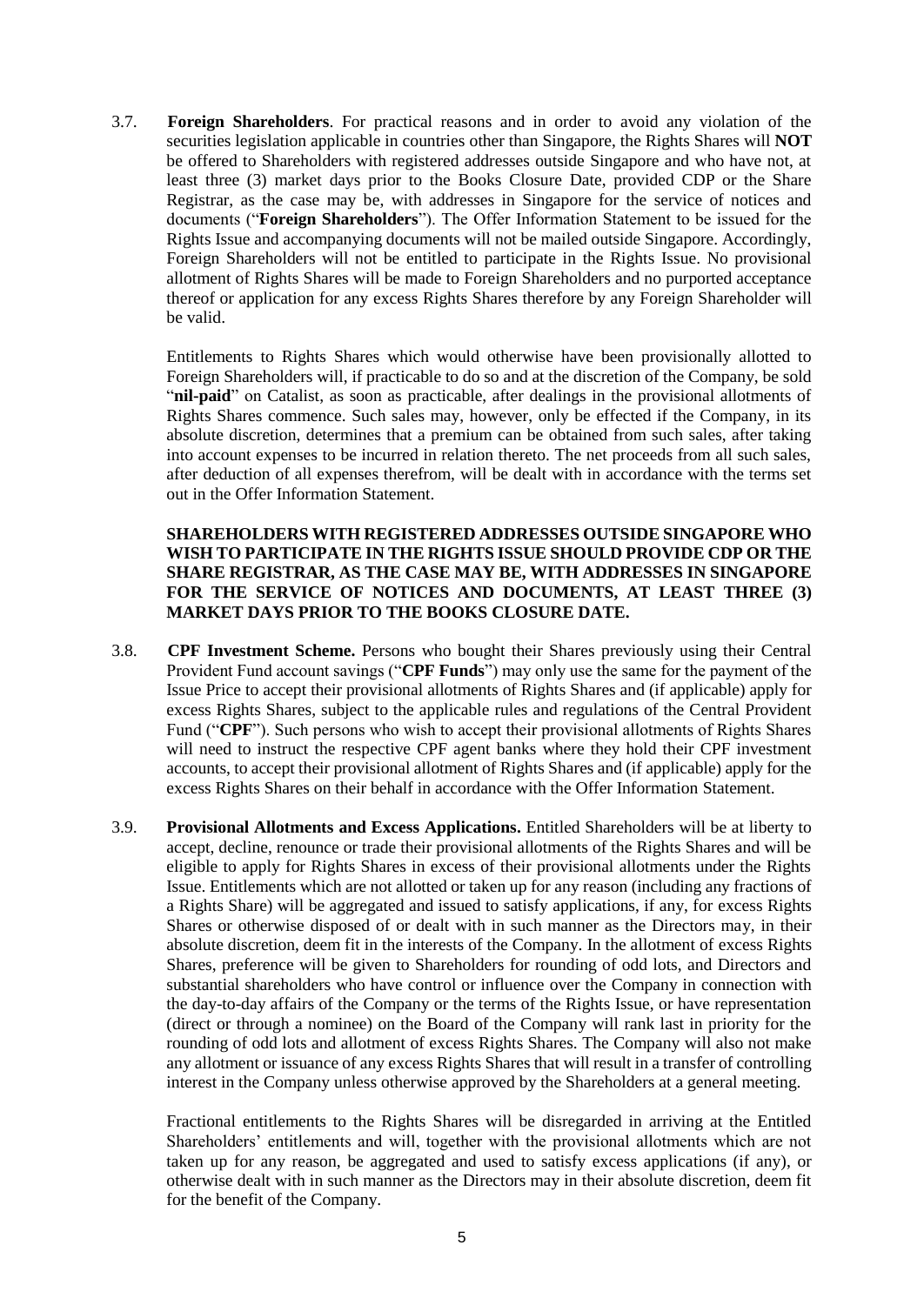3.7. **Foreign Shareholders**. For practical reasons and in order to avoid any violation of the securities legislation applicable in countries other than Singapore, the Rights Shares will **NOT** be offered to Shareholders with registered addresses outside Singapore and who have not, at least three (3) market days prior to the Books Closure Date, provided CDP or the Share Registrar, as the case may be, with addresses in Singapore for the service of notices and documents ("**Foreign Shareholders**"). The Offer Information Statement to be issued for the Rights Issue and accompanying documents will not be mailed outside Singapore. Accordingly, Foreign Shareholders will not be entitled to participate in the Rights Issue. No provisional allotment of Rights Shares will be made to Foreign Shareholders and no purported acceptance thereof or application for any excess Rights Shares therefore by any Foreign Shareholder will be valid.

Entitlements to Rights Shares which would otherwise have been provisionally allotted to Foreign Shareholders will, if practicable to do so and at the discretion of the Company, be sold "**nil-paid**" on Catalist, as soon as practicable, after dealings in the provisional allotments of Rights Shares commence. Such sales may, however, only be effected if the Company, in its absolute discretion, determines that a premium can be obtained from such sales, after taking into account expenses to be incurred in relation thereto. The net proceeds from all such sales, after deduction of all expenses therefrom, will be dealt with in accordance with the terms set out in the Offer Information Statement.

**SHAREHOLDERS WITH REGISTERED ADDRESSES OUTSIDE SINGAPORE WHO WISH TO PARTICIPATE IN THE RIGHTS ISSUE SHOULD PROVIDE CDP OR THE SHARE REGISTRAR, AS THE CASE MAY BE, WITH ADDRESSES IN SINGAPORE FOR THE SERVICE OF NOTICES AND DOCUMENTS, AT LEAST THREE (3) MARKET DAYS PRIOR TO THE BOOKS CLOSURE DATE.**

3.8. **CPF Investment Scheme.** Persons who bought their Shares previously using their Central Provident Fund account savings ("**CPF Funds**") may only use the same for the payment of the Issue Price to accept their provisional allotments of Rights Shares and (if applicable) apply for excess Rights Shares, subject to the applicable rules and regulations of the Central Provident Fund ("**CPF**"). Such persons who wish to accept their provisional allotments of Rights Shares will need to instruct the respective CPF agent banks where they hold their CPF investment accounts, to accept their provisional allotment of Rights Shares and (if applicable) apply for the excess Rights Shares on their behalf in accordance with the Offer Information Statement.

3.9. **Provisional Allotments and Excess Applications.** Entitled Shareholders will be at liberty to accept, decline, renounce or trade their provisional allotments of the Rights Shares and will be eligible to apply for Rights Shares in excess of their provisional allotments under the Rights Issue. Entitlements which are not allotted or taken up for any reason (including any fractions of a Rights Share) will be aggregated and issued to satisfy applications, if any, for excess Rights Shares or otherwise disposed of or dealt with in such manner as the Directors may, in their absolute discretion, deem fit in the interests of the Company. In the allotment of excess Rights Shares, preference will be given to Shareholders for rounding of odd lots, and Directors and substantial shareholders who have control or influence over the Company in connection with the day-to-day affairs of the Company or the terms of the Rights Issue, or have representation (direct or through a nominee) on the Board of the Company will rank last in priority for the rounding of odd lots and allotment of excess Rights Shares. The Company will also not make any allotment or issuance of any excess Rights Shares that will result in a transfer of controlling interest in the Company unless otherwise approved by the Shareholders at a general meeting.

Fractional entitlements to the Rights Shares will be disregarded in arriving at the Entitled Shareholders' entitlements and will, together with the provisional allotments which are not taken up for any reason, be aggregated and used to satisfy excess applications (if any), or otherwise dealt with in such manner as the Directors may in their absolute discretion, deem fit for the benefit of the Company.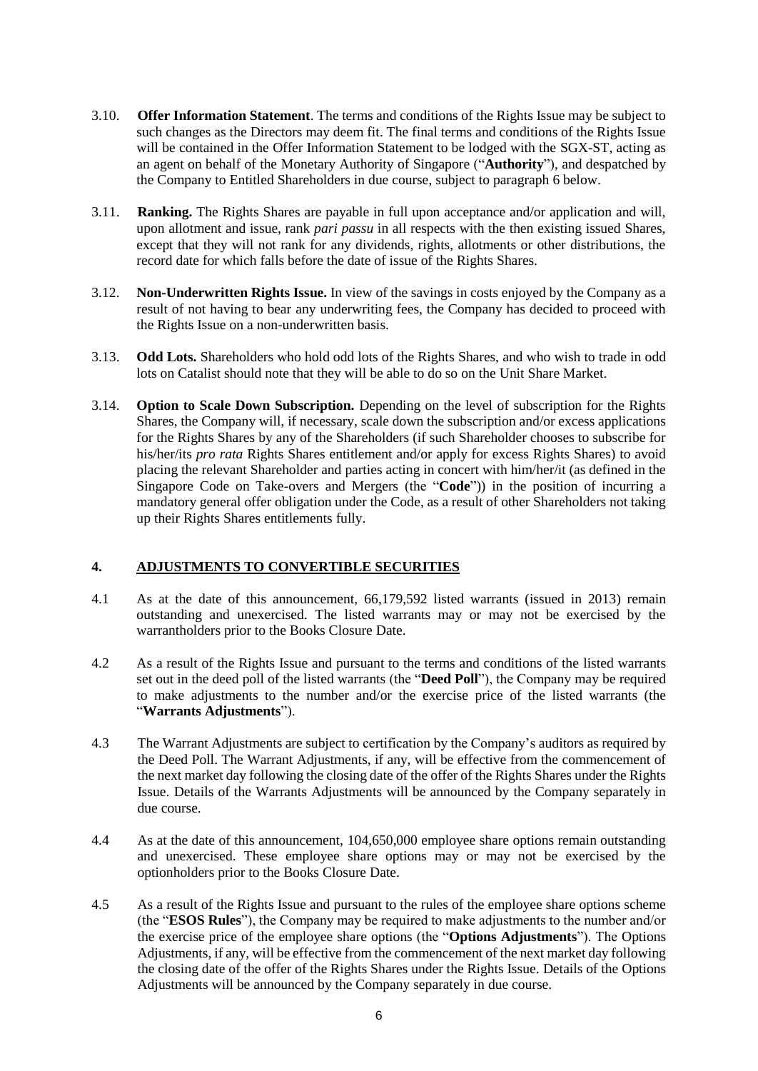3.10. **Offer Information Statement**. The terms and conditions of the Rights Issue may be subject to such changes as the Directors may deem fit. The final terms and conditions of the Rights Issue will be contained in the Offer Information Statement to be lodged with the SGX-ST, acting as an agent on behalf of the Monetary Authority of Singapore ("**Authority**"), and despatched by the Company to Entitled Shareholders in due course, subject to paragraph 6 below.

3.11. **Ranking.** The Rights Shares are payable in full upon acceptance and/or application and will, upon allotment and issue, rank *pari passu* in all respects with the then existing issued Shares, except that they will not rank for any dividends, rights, allotments or other distributions, the record date for which falls before the date of issue of the Rights Shares.

3.12. **Non-Underwritten Rights Issue.** In view of the savings in costs enjoyed by the Company as a result of not having to bear any underwriting fees, the Company has decided to proceed with the Rights Issue on a non-underwritten basis.

3.13. **Odd Lots.** Shareholders who hold odd lots of the Rights Shares, and who wish to trade in odd lots on Catalist should note that they will be able to do so on the Unit Share Market.

3.14. **Option to Scale Down Subscription.** Depending on the level of subscription for the Rights Shares, the Company will, if necessary, scale down the subscription and/or excess applications for the Rights Shares by any of the Shareholders (if such Shareholder chooses to subscribe for his/her/its *pro rata* Rights Shares entitlement and/or apply for excess Rights Shares) to avoid placing the relevant Shareholder and parties acting in concert with him/her/it (as defined in the Singapore Code on Take-overs and Mergers (the "**Code**")) in the position of incurring a mandatory general offer obligation under the Code, as a result of other Shareholders not taking up their Rights Shares entitlements fully.

## 4. ADJUSTMENTS TO CONVERTIBLE SECURITIES

4.1 As at the date of this announcement, 66,179,592 listed warrants (issued in 2013) remain outstanding and unexercised. The listed warrants may or may not be exercised by the warrantholders prior to the Books Closure Date.

4.2 As a result of the Rights Issue and pursuant to the terms and conditions of the listed warrants set out in the deed poll of the listed warrants (the "**Deed Poll**"), the Company may be required to make adjustments to the number and/or the exercise price of the listed warrants (the "**Warrants Adjustments**").

4.3 The Warrant Adjustments are subject to certification by the Company's auditors as required by the Deed Poll. The Warrant Adjustments, if any, will be effective from the commencement of the next market day following the closing date of the offer of the Rights Shares under the Rights Issue. Details of the Warrants Adjustments will be announced by the Company separately in due course.

4.4 As at the date of this announcement, 104,650,000 employee share options remain outstanding and unexercised. These employee share options may or may not be exercised by the optionholders prior to the Books Closure Date.

4.5 As a result of the Rights Issue and pursuant to the rules of the employee share options scheme (the "**ESOS Rules**"), the Company may be required to make adjustments to the number and/or the exercise price of the employee share options (the "**Options Adjustments**"). The Options Adjustments, if any, will be effective from the commencement of the next market day following the closing date of the offer of the Rights Shares under the Rights Issue. Details of the Options Adjustments will be announced by the Company separately in due course.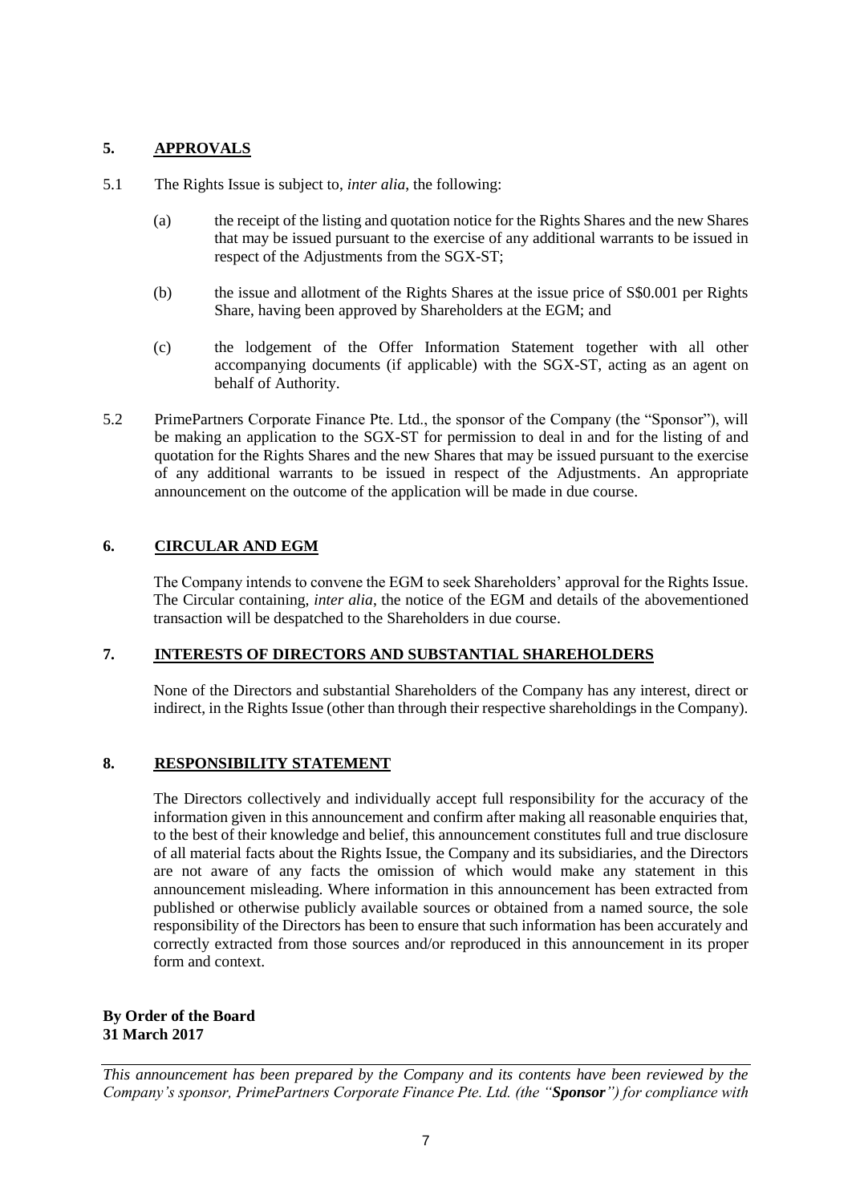## 5. APPROVALS

5.1 The Rights Issue is subject to, *inter alia*, the following:

(a) the receipt of the listing and quotation notice for the Rights Shares and the new Shares that may be issued pursuant to the exercise of any additional warrants to be issued in respect of the Adjustments from the SGX-ST;

(b) the issue and allotment of the Rights Shares at the issue price of S$0.001 per Rights Share, having been approved by Shareholders at the EGM; and

(c) the lodgement of the Offer Information Statement together with all other accompanying documents (if applicable) with the SGX-ST, acting as an agent on behalf of Authority.

5.2 PrimePartners Corporate Finance Pte. Ltd., the sponsor of the Company (the "Sponsor"), will be making an application to the SGX-ST for permission to deal in and for the listing of and quotation for the Rights Shares and the new Shares that may be issued pursuant to the exercise of any additional warrants to be issued in respect of the Adjustments. An appropriate announcement on the outcome of the application will be made in due course.

## 6. CIRCULAR AND EGM

The Company intends to convene the EGM to seek Shareholders' approval for the Rights Issue. The Circular containing, *inter alia*, the notice of the EGM and details of the abovementioned transaction will be despatched to the Shareholders in due course.

## 7. INTERESTS OF DIRECTORS AND SUBSTANTIAL SHAREHOLDERS

None of the Directors and substantial Shareholders of the Company has any interest, direct or indirect, in the Rights Issue (other than through their respective shareholdings in the Company).

## 8. RESPONSIBILITY STATEMENT

The Directors collectively and individually accept full responsibility for the accuracy of the information given in this announcement and confirm after making all reasonable enquiries that, to the best of their knowledge and belief, this announcement constitutes full and true disclosure of all material facts about the Rights Issue, the Company and its subsidiaries, and the Directors are not aware of any facts the omission of which would make any statement in this announcement misleading. Where information in this announcement has been extracted from published or otherwise publicly available sources or obtained from a named source, the sole responsibility of the Directors has been to ensure that such information has been accurately and correctly extracted from those sources and/or reproduced in this announcement in its proper form and context.

**By Order of the Board**
**31 March 2017**

---

*This announcement has been prepared by the Company and its contents have been reviewed by the Company's sponsor, PrimePartners Corporate Finance Pte. Ltd. (the "**Sponsor**") for compliance with*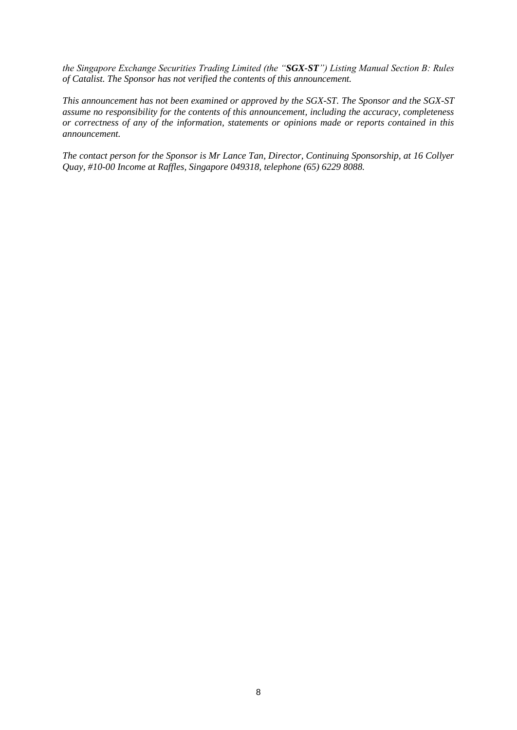*the Singapore Exchange Securities Trading Limited (the "**SGX-ST**") Listing Manual Section B: Rules of Catalist. The Sponsor has not verified the contents of this announcement.*

*This announcement has not been examined or approved by the SGX-ST. The Sponsor and the SGX-ST assume no responsibility for the contents of this announcement, including the accuracy, completeness or correctness of any of the information, statements or opinions made or reports contained in this announcement.*

*The contact person for the Sponsor is Mr Lance Tan, Director, Continuing Sponsorship, at 16 Collyer Quay, #10-00 Income at Raffles, Singapore 049318, telephone (65) 6229 8088.*